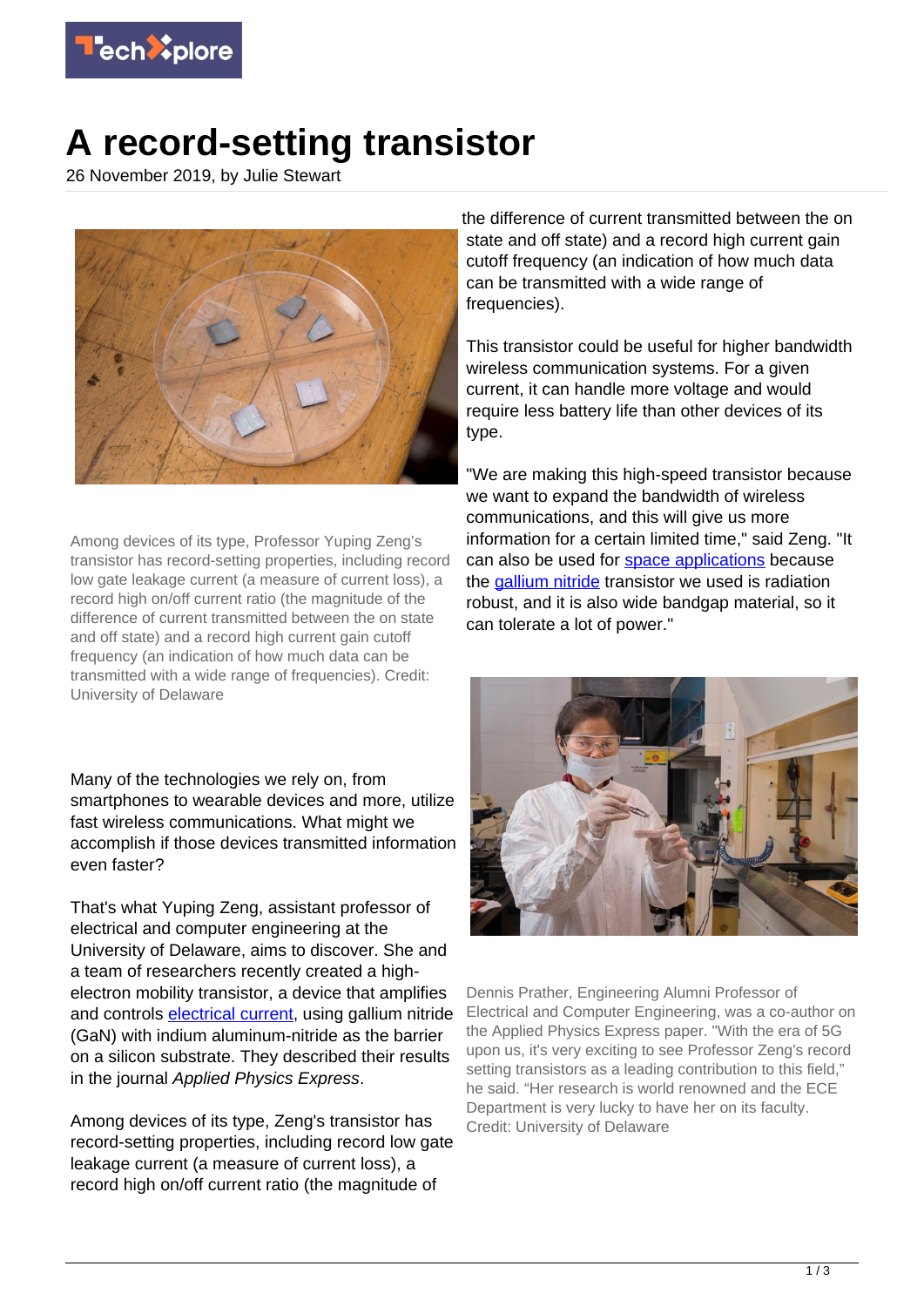# A record-setting transistor

26 November 2019, by Julie Stewart

Among devices of its type, Professor Yuping Zeng's transistor has record-setting properties, including record low gate leakage current (a measure of current loss), a record high on/off current ratio (the magnitude of the difference of current transmitted between the on state and off state) and a record high current gain cutoff frequency (an indication of how much data can be transmitted with a wide range of frequencies). Credit: University of Delaware

Many of the technologies we rely on, from smartphones to wearable devices and more, utilize fast wireless communications. What might we accomplish if those devices transmitted information even faster?

That's what Yuping Zeng, assistant professor of electrical and computer engineering at the University of Delaware, aims to discover. She and a team of researchers recently created a high-electron mobility transistor, a device that amplifies and controls electrical current, using gallium nitride (GaN) with indium aluminum-nitride as the barrier on a silicon substrate. They described their results in the journal *Applied Physics Express*.

Among devices of its type, Zeng's transistor has record-setting properties, including record low gate leakage current (a measure of current loss), a record high on/off current ratio (the magnitude of the difference of current transmitted between the on state and off state) and a record high current gain cutoff frequency (an indication of how much data can be transmitted with a wide range of frequencies).

This transistor could be useful for higher bandwidth wireless communication systems. For a given current, it can handle more voltage and would require less battery life than other devices of its type.

"We are making this high-speed transistor because we want to expand the bandwidth of wireless communications, and this will give us more information for a certain limited time," said Zeng. "It can also be used for space applications because the gallium nitride transistor we used is radiation robust, and it is also wide bandgap material, so it can tolerate a lot of power."

Dennis Prather, Engineering Alumni Professor of Electrical and Computer Engineering, was a co-author on the Applied Physics Express paper. "With the era of 5G upon us, it's very exciting to see Professor Zeng's record setting transistors as a leading contribution to this field," he said. "Her research is world renowned and the ECE Department is very lucky to have her on its faculty. Credit: University of Delaware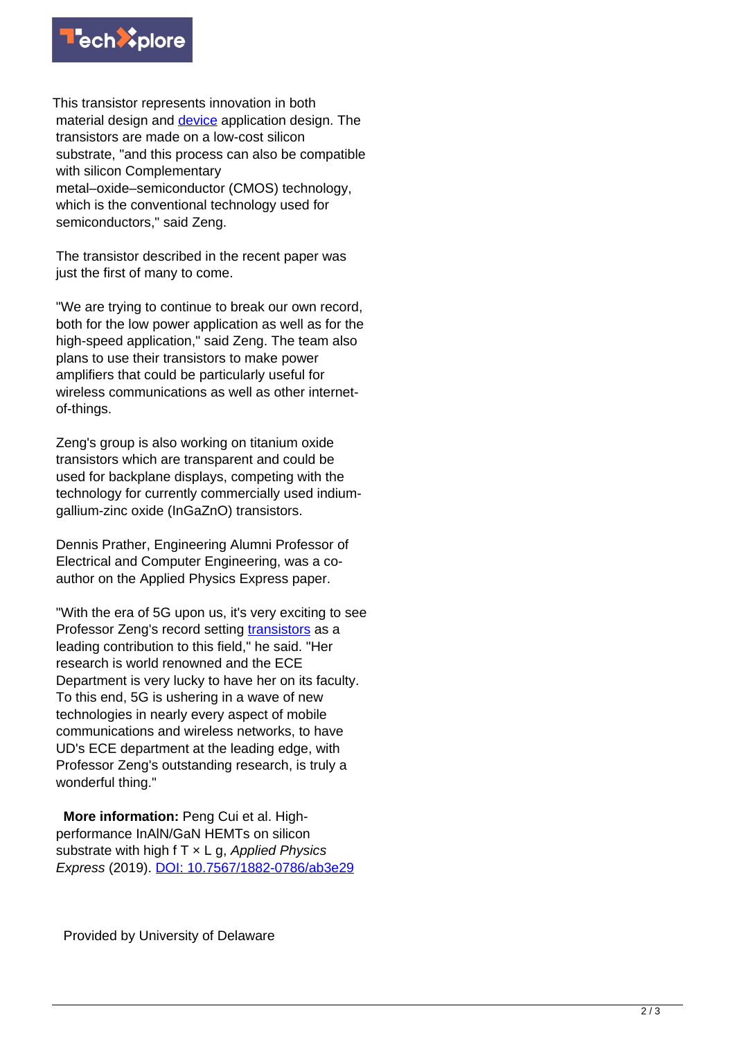This transistor represents innovation in both material design and device application design. The transistors are made on a low-cost silicon substrate, "and this process can also be compatible with silicon Complementary metal–oxide–semiconductor (CMOS) technology, which is the conventional technology used for semiconductors," said Zeng.

The transistor described in the recent paper was just the first of many to come.

"We are trying to continue to break our own record, both for the low power application as well as for the high-speed application," said Zeng. The team also plans to use their transistors to make power amplifiers that could be particularly useful for wireless communications as well as other internet-of-things.

Zeng's group is also working on titanium oxide transistors which are transparent and could be used for backplane displays, competing with the technology for currently commercially used indium-gallium-zinc oxide (InGaZnO) transistors.

Dennis Prather, Engineering Alumni Professor of Electrical and Computer Engineering, was a co-author on the Applied Physics Express paper.

"With the era of 5G upon us, it's very exciting to see Professor Zeng's record setting transistors as a leading contribution to this field," he said. "Her research is world renowned and the ECE Department is very lucky to have her on its faculty. To this end, 5G is ushering in a wave of new technologies in nearly every aspect of mobile communications and wireless networks, to have UD's ECE department at the leading edge, with Professor Zeng's outstanding research, is truly a wonderful thing."

**More information:** Peng Cui et al. High-performance InAlN/GaN HEMTs on silicon substrate with high $f_T \times L_g$, *Applied Physics Express* (2019). DOI: 10.7567/1882-0786/ab3e29

Provided by University of Delaware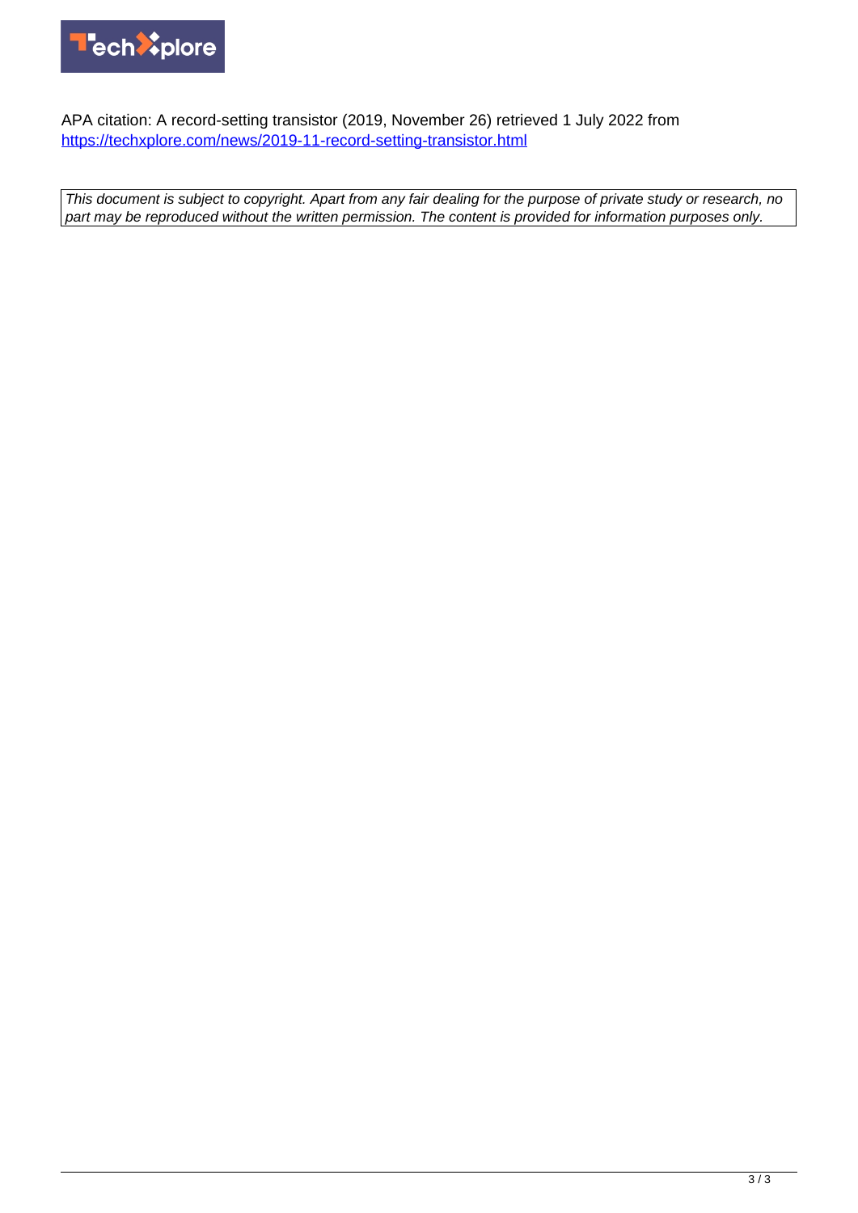APA citation: A record-setting transistor (2019, November 26) retrieved 1 July 2022 from https://techxplore.com/news/2019-11-record-setting-transistor.html

*This document is subject to copyright. Apart from any fair dealing for the purpose of private study or research, no part may be reproduced without the written permission. The content is provided for information purposes only.*